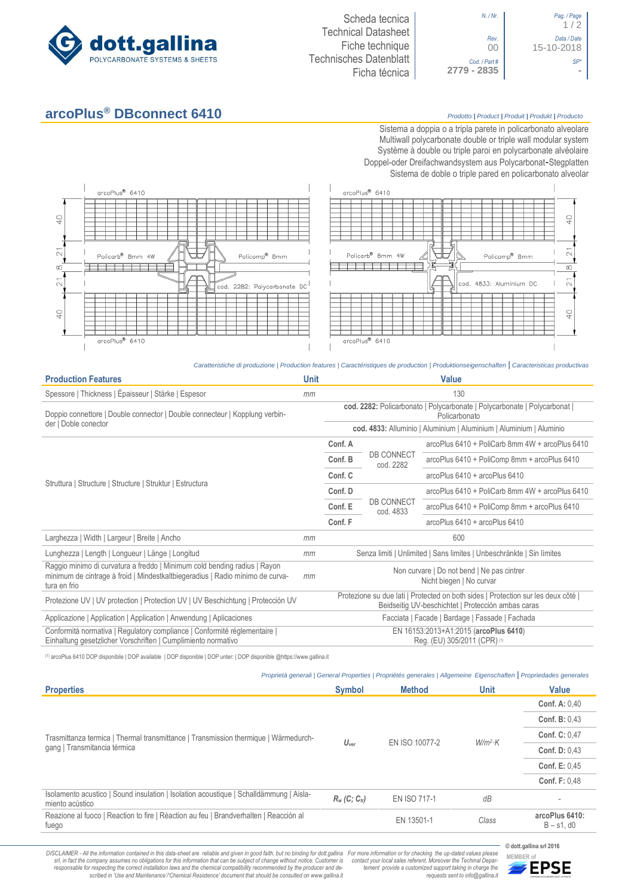# arcoPlus® DBconnect 6410

*Prodotto | Product | Produit | Produkt | Producto*

Sistema a doppia o a tripla parete in policarbonato alveolare
Multiwall polycarbonate double or triple wall modular system
Système à double ou triple paroi en polycarbonate alvéolaire
Doppel-oder Dreifachwandsystem aus Polycarbonat-Stegplatten
Sistema de doble o triple pared en policarbonato alveolar

arcoPlus® 6410 — Policarb® 8mm 4W — Policomp® 8mm — cod. 2282: Polycarbonate DC — arcoPlus® 6410

arcoPlus® 6410 — Policarb® 8mm 4W — Policomp® 8mm — cod. 4833: Aluminium DC — arcoPlus® 6410

40 / 21 / 8 / 21 / 40

*Caratteristiche di produzione | Production features | Caractéristiques de production | Produktionseigenschaften | Caracteristicas productivas*

| Production Features | Unit | Value | | |
|---|---|---|---|---|
| Spessore \| Thickness \| Épaisseur \| Stärke \| Espesor | mm | 130 | | |
| Doppio connettore \| Double connector \| Double connecteur \| Kopplung verbinder \| Doble conector | | **cod. 2282:** Policarbonato \| Polycarbonate \| Polycarbonate \| Polycarbonat \| Policarbonato | | |
| | | **cod. 4833:** Alluminio \| Aluminium \| Aluminium \| Aluminium \| Aluminio | | |
| Struttura \| Structure \| Structure \| Struktur \| Estructura | | **Conf. A** | DB CONNECT cod. 2282 | arcoPlus 6410 + PoliCarb 8mm 4W + arcoPlus 6410 |
| | | **Conf. B** | | arcoPlus 6410 + PoliComp 8mm + arcoPlus 6410 |
| | | **Conf. C** | | arcoPlus 6410 + arcoPlus 6410 |
| | | **Conf. D** | DB CONNECT cod. 4833 | arcoPlus 6410 + PoliCarb 8mm 4W + arcoPlus 6410 |
| | | **Conf. E** | | arcoPlus 6410 + PoliComp 8mm + arcoPlus 6410 |
| | | **Conf. F** | | arcoPlus 6410 + arcoPlus 6410 |
| Larghezza \| Width \| Largeur \| Breite \| Ancho | mm | 600 | | |
| Lunghezza \| Length \| Longueur \| Länge \| Longitud | mm | Senza limiti \| Unlimited \| Sans limites \| Unbeschränkte \| Sin límites | | |
| Raggio minimo di curvatura a freddo \| Minimum cold bending radius \| Rayon minimum de cintrage à froid \| Mindestkaltbiegeradius \| Radio mínimo de curvatura en frio | mm | Non curvare \| Do not bend \| Ne pas cintrer Nicht biegen \| No curvar | | |
| Protezione UV \| UV protection \| Protection UV \| UV Beschichtung \| Protección UV | | Protezione su due lati \| Protected on both sides \| Protection sur les deux côté \| Beidseitig UV-beschichtet \| Protección ambas caras | | |
| Applicazione \| Application \| Application \| Anwendung \| Aplicaciones | | Facciata \| Facade \| Bardage \| Fassade \| Fachada | | |
| Conformità normativa \| Regulatory compliance \| Conformité réglementaire \| Einhaltung gesetzlicher Vorschriften \| Cumplimiento normativo | | EN 16153:2013+A1:2015 (**arcoPlus 6410**) Reg. (EU) 305/2011 (CPR) [1] | | |

[1] arcoPlus 6410 DOP disponibile | DOP available | DOP disponible | DOP unter: | DOP disponible @https://www.gallina.it

*Proprietà generali | General Properties | Propriétés generales | Allgemeine Eigenschaften | Propriedades generales*

| Properties | Symbol | Method | Unit | Value |
|---|---|---|---|---|
| Trasmittanza termica \| Thermal transmittance \| Transmission thermique \| Wärmedurchgang \| Transmitancia térmica | $U_{ver}$ | EN ISO 10077-2 | $W/m^2 \cdot K$ | **Conf. A:** 0,40 |
| | | | | **Conf. B:** 0,43 |
| | | | | **Conf. C:** 0,47 |
| | | | | **Conf. D:** 0,43 |
| | | | | **Conf. E:** 0,45 |
| | | | | **Conf. F:** 0,48 |
| Isolamento acustico \| Sound insulation \| Isolation acoustique \| Schalldämmung \| Aislamiento acústico | $R_w$ $(C; C_{tr})$ | EN ISO 717-1 | dB | - |
| Reazione al fuoco \| Reaction to fire \| Réaction au feu \| Brandverhalten \| Reacción al fuego | | EN 13501-1 | Class | **arcoPlus 6410:** B – s1, d0 |

*DISCLAIMER - All the information contained in this data-sheet are reliable and given in good faith, but no binding for dott.gallina srl, in fact the company assumes no obligations for this information that can be subject of change without notice. Customer is responsable for respecting the correct installation laws and the chemical compatibility recommended by the producer and described in 'Use and Maintenance'/'Chemical Resistence' document that should be consulted on www.gallina.it*

*For more information or for checking the up-dated values please contact your local sales referent. Moreover the Techinal Department provide a customized support taking in charge the requests sent to info@gallina.it*

© dott.gallina srl 2016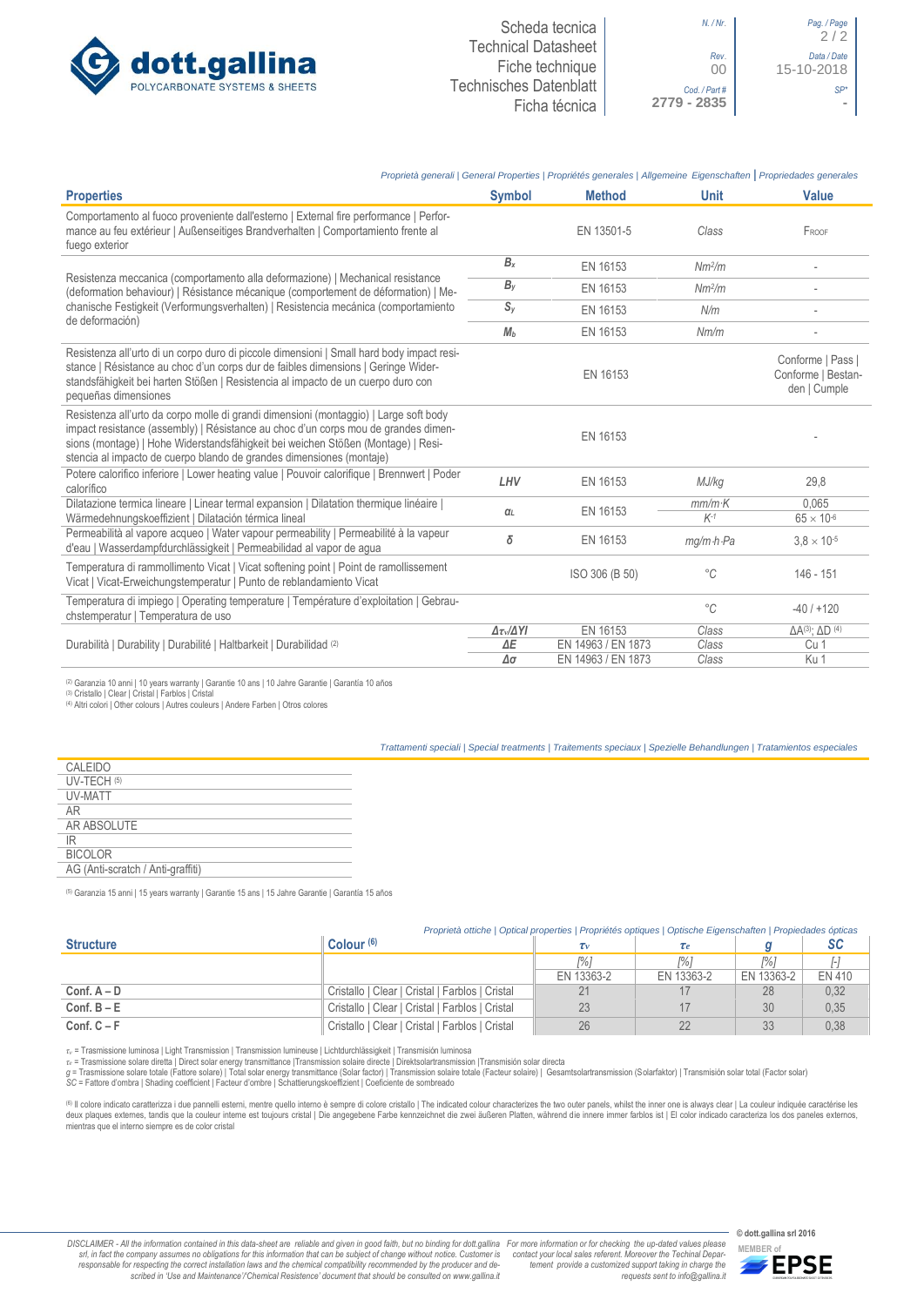*Proprietà generali | General Properties | Propriétés generales | Allgemeine Eigenschaften | Propriedades generales*

| Properties | Symbol | Method | Unit | Value |
|---|---|---|---|---|
| Comportamento al fuoco proveniente dall'esterno \| External fire performance \| Performance au feu extérieur \| Außenseitiges Brandverhalten \| Comportamiento frente al fuego exterior | | EN 13501-5 | Class | FROOF |
| Resistenza meccanica (comportamento alla deformazione) \| Mechanical resistance (deformation behaviour) \| Résistance mécanique (comportement de déformation) \| Mechanische Festigkeit (Verformungsverhalten) \| Resistencia mecánica (comportamiento de deformación) | $B_x$ | EN 16153 | $Nm^2/m$ | - |
| | $B_y$ | EN 16153 | $Nm^2/m$ | - |
| | $S_y$ | EN 16153 | N/m | - |
| | $M_b$ | EN 16153 | Nm/m | - |
| Resistenza all'urto di un corpo duro di piccole dimensioni \| Small hard body impact resistance \| Résistance au choc d'un corps dur de faibles dimensions \| Geringe Widerstandsfähigkeit bei harten Stößen \| Resistencia al impacto de un cuerpo duro con pequeñas dimensiones | | EN 16153 | | Conforme \| Pass \| Conforme \| Bestanden \| Cumple |
| Resistenza all'urto da corpo molle di grandi dimensioni (montaggio) \| Large soft body impact resistance (assembly) \| Résistance au choc d'un corps mou de grandes dimensions (montage) \| Hohe Widerstandsfähigkeit bei weichen Stößen (Montage) \| Resistencia al impacto de cuerpo blando de grandes dimensiones (montaje) | | EN 16153 | | - |
| Potere calorifico inferiore \| Lower heating value \| Pouvoir calorifique \| Brennwert \| Poder calorífico | LHV | EN 16153 | MJ/kg | 29,8 |
| Dilatazione termica lineare \| Linear termal expansion \| Dilatation thermique linéaire \| Wärmedehnungskoeffizient \| Dilatación térmica lineal | $\alpha_L$ | EN 16153 | mm/m·K | 0,065 |
| | | | $K^{-1}$ | $65 \times 10^{-6}$ |
| Permeabilità al vapore acqueo \| Water vapour permeability \| Permeabilité à la vapeur d'eau \| Wasserdampfdurchlässigkeit \| Permeabilidad al vapor de agua | $\delta$ | EN 16153 | mg/m·h·Pa | $3{,}8 \times 10^{-5}$ |
| Temperatura di rammollimento Vicat \| Vicat softening point \| Point de ramollissement Vicat \| Vicat-Erweichungstemperatur \| Punto de reblandamiento Vicat | | ISO 306 (B 50) | °C | 146 - 151 |
| Temperatura di impiego \| Operating temperature \| Température d'exploitation \| Gebrauchstemperatur \| Temperatura de uso | | | °C | -40 / +120 |
| Durabilità \| Durability \| Durabilité \| Haltbarkeit \| Durabilidad (2) | $\Delta\tau_v/\Delta YI$ | EN 16153 | Class | $\Delta A$(3); $\Delta D$ (4) |
| | $\Delta E$ | EN 14963 / EN 1873 | Class | Cu 1 |
| | $\Delta\sigma$ | EN 14963 / EN 1873 | Class | Ku 1 |

(2) Garanzia 10 anni | 10 years warranty | Garantie 10 ans | 10 Jahre Garantie | Garantía 10 años
(3) Cristallo | Clear | Cristal | Farblos | Cristal
(4) Altri colori | Other colours | Autres couleurs | Andere Farben | Otros colores

*Trattamenti speciali | Special treatments | Traitements speciaux | Spezielle Behandlungen | Tratamientos especiales*

- CALEIDO
- UV-TECH (5)
- UV-MATT
- AR
- AR ABSOLUTE
- IR
- BICOLOR
- AG (Anti-scratch / Anti-graffiti)

(5) Garanzia 15 anni | 15 years warranty | Garantie 15 ans | 15 Jahre Garantie | Garantía 15 años

*Proprietà ottiche | Optical properties | Propriétés optiques | Optische Eigenschaften | Propiedades ópticas*

| Structure | Colour (6) | $\tau_v$ | $\tau_e$ | g | SC |
|---|---|---|---|---|---|
| | | [%] | [%] | [%] | [-] |
| | | EN 13363-2 | EN 13363-2 | EN 13363-2 | EN 410 |
| **Conf. A – D** | Cristallo \| Clear \| Cristal \| Farblos \| Cristal | 21 | 17 | 28 | 0,32 |
| **Conf. B – E** | Cristallo \| Clear \| Cristal \| Farblos \| Cristal | 23 | 17 | 30 | 0,35 |
| **Conf. C – F** | Cristallo \| Clear \| Cristal \| Farblos \| Cristal | 26 | 22 | 33 | 0,38 |

$\tau_v$ = Trasmissione luminosa | Light Transmission | Transmission lumineuse | Lichtdurchlässigkeit | Transmisión luminosa
$\tau_e$ = Trasmissione solare diretta | Direct solar energy transmittance |Transmission solaire directe | Direktsolartransmission |Transmisión solar directa
g = Trasmissione solare totale (Fattore solare) | Total solar energy transmittance (Solar factor) | Transmission solaire totale (Facteur solaire) | Gesamtsolartransmission (Solarfaktor) | Transmisión solar total (Factor solar)
SC = Fattore d'ombra | Shading coefficient | Facteur d'ombre | Schattierungskoeffizient | Coeficiente de sombreado

(6) Il colore indicato caratterizza i due pannelli esterni, mentre quello interno è sempre di colore cristallo | The indicated colour characterizes the two outer panels, whilst the inner one is always clear | La couleur indiquée caractérise les deux plaques externes, tandis que la couleur interne est toujours cristal | Die angegebene Farbe kennzeichnet die zwei äußeren Platten, während die innere immer farblos ist | El color indicado caracteriza los dos paneles externos, mientras que el interno siempre es de color cristal

*DISCLAIMER - All the information contained in this data-sheet are reliable and given in good faith, but no binding for dott.gallina srl, in fact the company assumes no obligations for this information that can be subject of change without notice. Customer is responsible for respecting the correct installation laws and the chemical compatibility recommended by the producer and described in 'Use and Maintenance'/'Chemical Resistence' document that should be consulted on www.gallina.it. For more information or for checking the up-dated values please contact your local sales referent. Moreover the Techinal Department provide a customized support taking in charge the requests sent to info@gallina.it*

© dott.gallina srl 2016